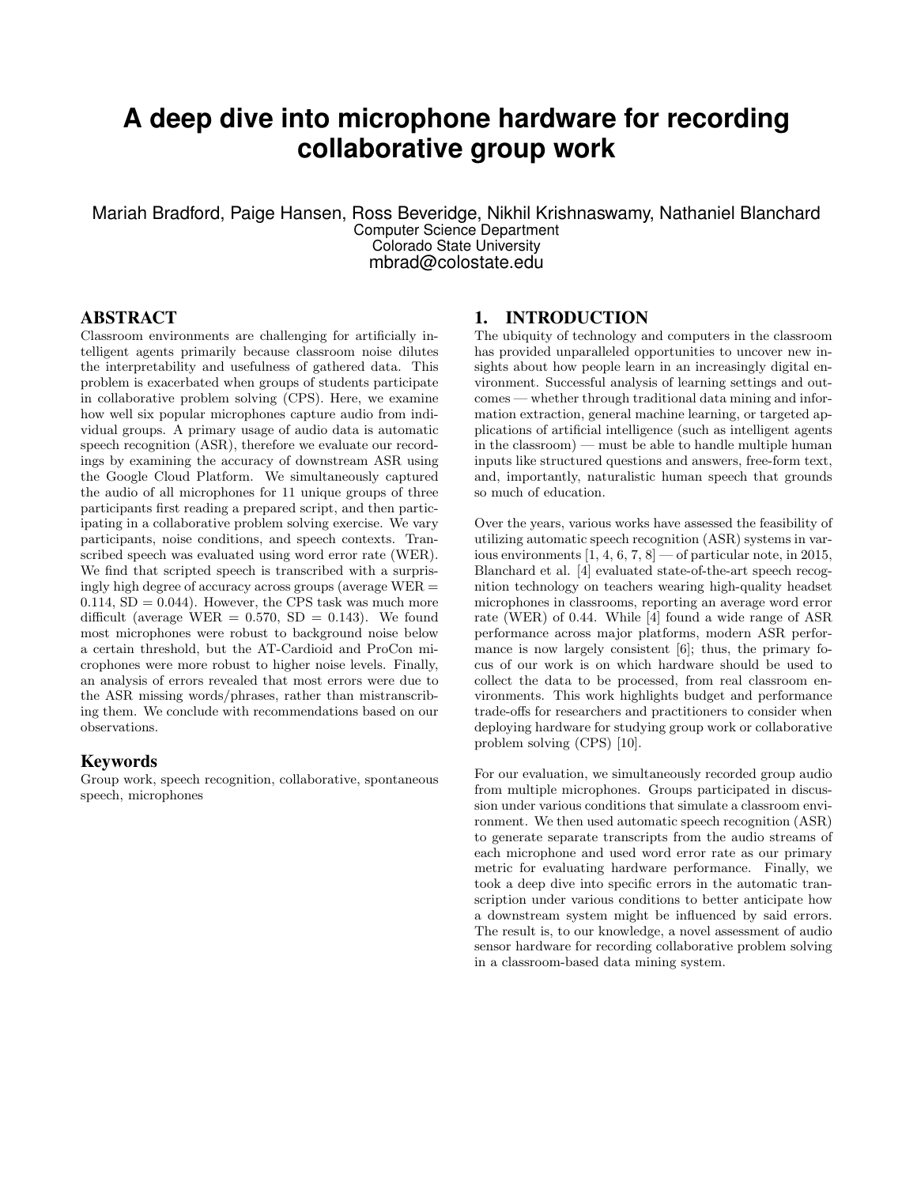# A deep dive into microphone hardware for recording collaborative group work

Mariah Bradford, Paige Hansen, Ross Beveridge, Nikhil Krishnaswamy, Nathaniel Blanchard
Computer Science Department
Colorado State University
mbrad@colostate.edu

## ABSTRACT

Classroom environments are challenging for artificially intelligent agents primarily because classroom noise dilutes the interpretability and usefulness of gathered data. This problem is exacerbated when groups of students participate in collaborative problem solving (CPS). Here, we examine how well six popular microphones capture audio from individual groups. A primary usage of audio data is automatic speech recognition (ASR), therefore we evaluate our recordings by examining the accuracy of downstream ASR using the Google Cloud Platform. We simultaneously captured the audio of all microphones for 11 unique groups of three participants first reading a prepared script, and then participating in a collaborative problem solving exercise. We vary participants, noise conditions, and speech contexts. Transcribed speech was evaluated using word error rate (WER). We find that scripted speech is transcribed with a surprisingly high degree of accuracy across groups (average WER = 0.114, SD = 0.044). However, the CPS task was much more difficult (average WER = 0.570, SD = 0.143). We found most microphones were robust to background noise below a certain threshold, but the AT-Cardioid and ProCon microphones were more robust to higher noise levels. Finally, an analysis of errors revealed that most errors were due to the ASR missing words/phrases, rather than mistranscribing them. We conclude with recommendations based on our observations.

### Keywords

Group work, speech recognition, collaborative, spontaneous speech, microphones

## 1. INTRODUCTION

The ubiquity of technology and computers in the classroom has provided unparalleled opportunities to uncover new insights about how people learn in an increasingly digital environment. Successful analysis of learning settings and outcomes — whether through traditional data mining and information extraction, general machine learning, or targeted applications of artificial intelligence (such as intelligent agents in the classroom) — must be able to handle multiple human inputs like structured questions and answers, free-form text, and, importantly, naturalistic human speech that grounds so much of education.

Over the years, various works have assessed the feasibility of utilizing automatic speech recognition (ASR) systems in various environments [1, 4, 6, 7, 8] — of particular note, in 2015, Blanchard et al. [4] evaluated state-of-the-art speech recognition technology on teachers wearing high-quality headset microphones in classrooms, reporting an average word error rate (WER) of 0.44. While [4] found a wide range of ASR performance across major platforms, modern ASR performance is now largely consistent [6]; thus, the primary focus of our work is on which hardware should be used to collect the data to be processed, from real classroom environments. This work highlights budget and performance trade-offs for researchers and practitioners to consider when deploying hardware for studying group work or collaborative problem solving (CPS) [10].

For our evaluation, we simultaneously recorded group audio from multiple microphones. Groups participated in discussion under various conditions that simulate a classroom environment. We then used automatic speech recognition (ASR) to generate separate transcripts from the audio streams of each microphone and used word error rate as our primary metric for evaluating hardware performance. Finally, we took a deep dive into specific errors in the automatic transcription under various conditions to better anticipate how a downstream system might be influenced by said errors. The result is, to our knowledge, a novel assessment of audio sensor hardware for recording collaborative problem solving in a classroom-based data mining system.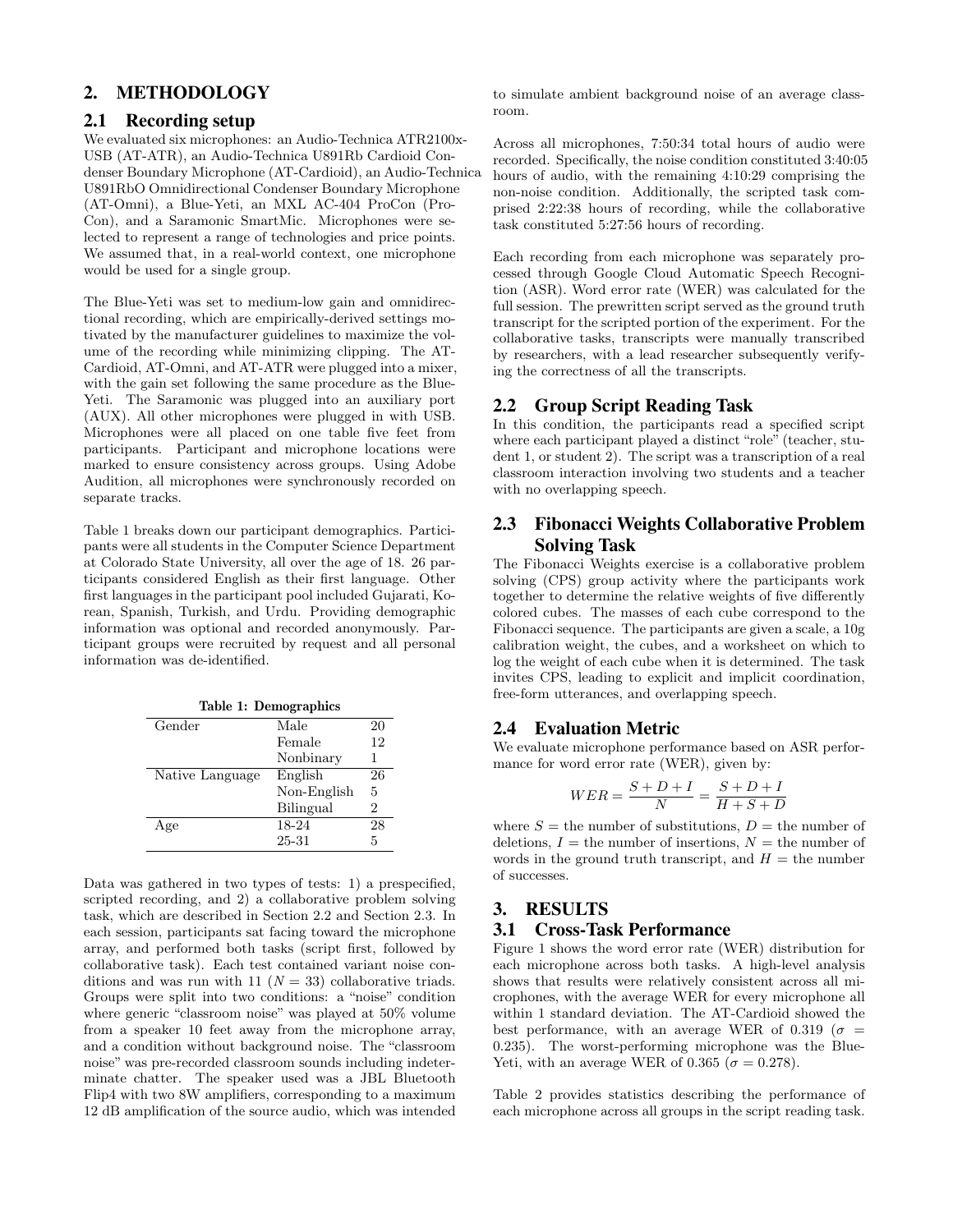## 2. METHODOLOGY

### 2.1 Recording setup

We evaluated six microphones: an Audio-Technica ATR2100x-USB (AT-ATR), an Audio-Technica U891Rb Cardioid Condenser Boundary Microphone (AT-Cardioid), an Audio-Technica U891RbO Omnidirectional Condenser Boundary Microphone (AT-Omni), a Blue-Yeti, an MXL AC-404 ProCon (Pro-Con), and a Saramonic SmartMic. Microphones were selected to represent a range of technologies and price points. We assumed that, in a real-world context, one microphone would be used for a single group.

The Blue-Yeti was set to medium-low gain and omnidirectional recording, which are empirically-derived settings motivated by the manufacturer guidelines to maximize the volume of the recording while minimizing clipping. The AT-Cardioid, AT-Omni, and AT-ATR were plugged into a mixer, with the gain set following the same procedure as the Blue-Yeti. The Saramonic was plugged into an auxiliary port (AUX). All other microphones were plugged in with USB. Microphones were all placed on one table five feet from participants. Participant and microphone locations were marked to ensure consistency across groups. Using Adobe Audition, all microphones were synchronously recorded on separate tracks.

Table 1 breaks down our participant demographics. Participants were all students in the Computer Science Department at Colorado State University, all over the age of 18. 26 participants considered English as their first language. Other first languages in the participant pool included Gujarati, Korean, Spanish, Turkish, and Urdu. Providing demographic information was optional and recorded anonymously. Participant groups were recruited by request and all personal information was de-identified.

**Table 1: Demographics**

| | | |
|---|---|---|
| Gender | Male | 20 |
| | Female | 12 |
| | Nonbinary | 1 |
| Native Language | English | 26 |
| | Non-English | 5 |
| | Bilingual | 2 |
| Age | 18-24 | 28 |
| | 25-31 | 5 |

Data was gathered in two types of tests: 1) a prespecified, scripted recording, and 2) a collaborative problem solving task, which are described in Section 2.2 and Section 2.3. In each session, participants sat facing toward the microphone array, and performed both tasks (script first, followed by collaborative task). Each test contained variant noise conditions and was run with 11 ($N = 33$) collaborative triads. Groups were split into two conditions: a "noise" condition where generic "classroom noise" was played at 50% volume from a speaker 10 feet away from the microphone array, and a condition without background noise. The "classroom noise" was pre-recorded classroom sounds including indeterminate chatter. The speaker used was a JBL Bluetooth Flip4 with two 8W amplifiers, corresponding to a maximum 12 dB amplification of the source audio, which was intended to simulate ambient background noise of an average classroom.

Across all microphones, 7:50:34 total hours of audio were recorded. Specifically, the noise condition constituted 3:40:05 hours of audio, with the remaining 4:10:29 comprising the non-noise condition. Additionally, the scripted task comprised 2:22:38 hours of recording, while the collaborative task constituted 5:27:56 hours of recording.

Each recording from each microphone was separately processed through Google Cloud Automatic Speech Recognition (ASR). Word error rate (WER) was calculated for the full session. The prewritten script served as the ground truth transcript for the scripted portion of the experiment. For the collaborative tasks, transcripts were manually transcribed by researchers, with a lead researcher subsequently verifying the correctness of all the transcripts.

### 2.2 Group Script Reading Task

In this condition, the participants read a specified script where each participant played a distinct "role" (teacher, student 1, or student 2). The script was a transcription of a real classroom interaction involving two students and a teacher with no overlapping speech.

### 2.3 Fibonacci Weights Collaborative Problem Solving Task

The Fibonacci Weights exercise is a collaborative problem solving (CPS) group activity where the participants work together to determine the relative weights of five differently colored cubes. The masses of each cube correspond to the Fibonacci sequence. The participants are given a scale, a 10g calibration weight, the cubes, and a worksheet on which to log the weight of each cube when it is determined. The task invites CPS, leading to explicit and implicit coordination, free-form utterances, and overlapping speech.

### 2.4 Evaluation Metric

We evaluate microphone performance based on ASR performance for word error rate (WER), given by:

$$WER = \frac{S + D + I}{N} = \frac{S + D + I}{H + S + D}$$

where $S$ = the number of substitutions, $D$ = the number of deletions, $I$ = the number of insertions, $N$ = the number of words in the ground truth transcript, and $H$ = the number of successes.

## 3. RESULTS

### 3.1 Cross-Task Performance

Figure 1 shows the word error rate (WER) distribution for each microphone across both tasks. A high-level analysis shows that results were relatively consistent across all microphones, with the average WER for every microphone all within 1 standard deviation. The AT-Cardioid showed the best performance, with an average WER of 0.319 ($\sigma = 0.235$). The worst-performing microphone was the Blue-Yeti, with an average WER of 0.365 ($\sigma = 0.278$).

Table 2 provides statistics describing the performance of each microphone across all groups in the script reading task.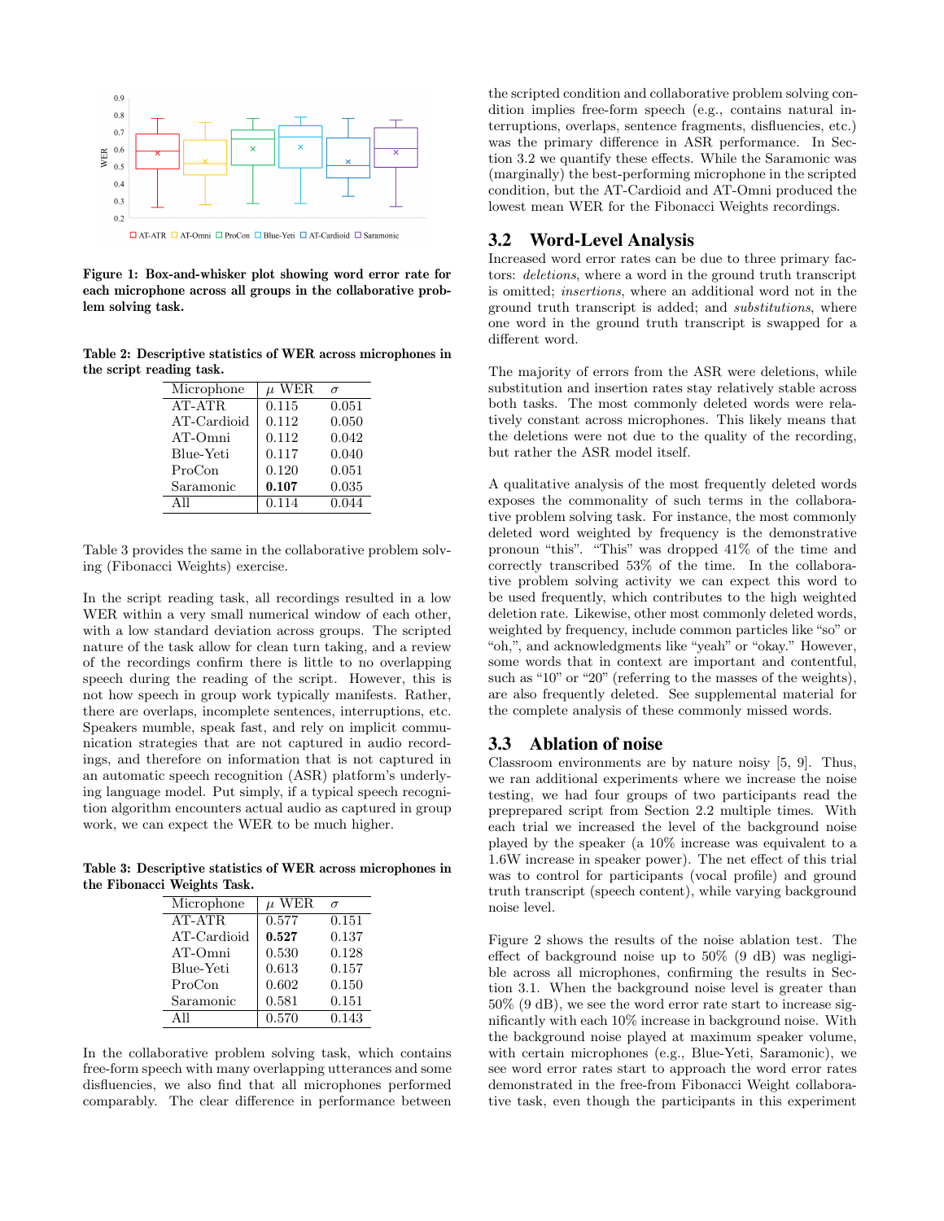Figure 1: Box-and-whisker plot showing word error rate for each microphone across all groups in the collaborative problem solving task.

Table 2: Descriptive statistics of WER across microphones in the script reading task.

| Microphone | $\mu$ WER | $\sigma$ |
|---|---|---|
| AT-ATR | 0.115 | 0.051 |
| AT-Cardioid | 0.112 | 0.050 |
| AT-Omni | 0.112 | 0.042 |
| Blue-Yeti | 0.117 | 0.040 |
| ProCon | 0.120 | 0.051 |
| Saramonic | **0.107** | 0.035 |
| All | 0.114 | 0.044 |

Table 3 provides the same in the collaborative problem solving (Fibonacci Weights) exercise.

In the script reading task, all recordings resulted in a low WER within a very small numerical window of each other, with a low standard deviation across groups. The scripted nature of the task allow for clean turn taking, and a review of the recordings confirm there is little to no overlapping speech during the reading of the script. However, this is not how speech in group work typically manifests. Rather, there are overlaps, incomplete sentences, interruptions, etc. Speakers mumble, speak fast, and rely on implicit communication strategies that are not captured in audio recordings, and therefore on information that is not captured in an automatic speech recognition (ASR) platform's underlying language model. Put simply, if a typical speech recognition algorithm encounters actual audio as captured in group work, we can expect the WER to be much higher.

Table 3: Descriptive statistics of WER across microphones in the Fibonacci Weights Task.

| Microphone | $\mu$ WER | $\sigma$ |
|---|---|---|
| AT-ATR | 0.577 | 0.151 |
| AT-Cardioid | **0.527** | 0.137 |
| AT-Omni | 0.530 | 0.128 |
| Blue-Yeti | 0.613 | 0.157 |
| ProCon | 0.602 | 0.150 |
| Saramonic | 0.581 | 0.151 |
| All | 0.570 | 0.143 |

In the collaborative problem solving task, which contains free-form speech with many overlapping utterances and some disfluencies, we also find that all microphones performed comparably. The clear difference in performance between the scripted condition and collaborative problem solving condition implies free-form speech (e.g., contains natural interruptions, overlaps, sentence fragments, disfluencies, etc.) was the primary difference in ASR performance. In Section 3.2 we quantify these effects. While the Saramonic was (marginally) the best-performing microphone in the scripted condition, but the AT-Cardioid and AT-Omni produced the lowest mean WER for the Fibonacci Weights recordings.

## 3.2 Word-Level Analysis

Increased word error rates can be due to three primary factors: *deletions*, where a word in the ground truth transcript is omitted; *insertions*, where an additional word not in the ground truth transcript is added; and *substitutions*, where one word in the ground truth transcript is swapped for a different word.

The majority of errors from the ASR were deletions, while substitution and insertion rates stay relatively stable across both tasks. The most commonly deleted words were relatively constant across microphones. This likely means that the deletions were not due to the quality of the recording, but rather the ASR model itself.

A qualitative analysis of the most frequently deleted words exposes the commonality of such terms in the collaborative problem solving task. For instance, the most commonly deleted word weighted by frequency is the demonstrative pronoun "this". "This" was dropped 41% of the time and correctly transcribed 53% of the time. In the collaborative problem solving activity we can expect this word to be used frequently, which contributes to the high weighted deletion rate. Likewise, other most commonly deleted words, weighted by frequency, include common particles like "so" or "oh,", and acknowledgments like "yeah" or "okay." However, some words that in context are important and contentful, such as "10" or "20" (referring to the masses of the weights), are also frequently deleted. See supplemental material for the complete analysis of these commonly missed words.

## 3.3 Ablation of noise

Classroom environments are by nature noisy [5, 9]. Thus, we ran additional experiments where we increase the noise testing, we had four groups of two participants read the preprepared script from Section 2.2 multiple times. With each trial we increased the level of the background noise played by the speaker (a 10% increase was equivalent to a 1.6W increase in speaker power). The net effect of this trial was to control for participants (vocal profile) and ground truth transcript (speech content), while varying background noise level.

Figure 2 shows the results of the noise ablation test. The effect of background noise up to 50% (9 dB) was negligible across all microphones, confirming the results in Section 3.1. When the background noise level is greater than 50% (9 dB), we see the word error rate start to increase significantly with each 10% increase in background noise. With the background noise played at maximum speaker volume, with certain microphones (e.g., Blue-Yeti, Saramonic), we see word error rates start to approach the word error rates demonstrated in the free-from Fibonacci Weight collaborative task, even though the participants in this experiment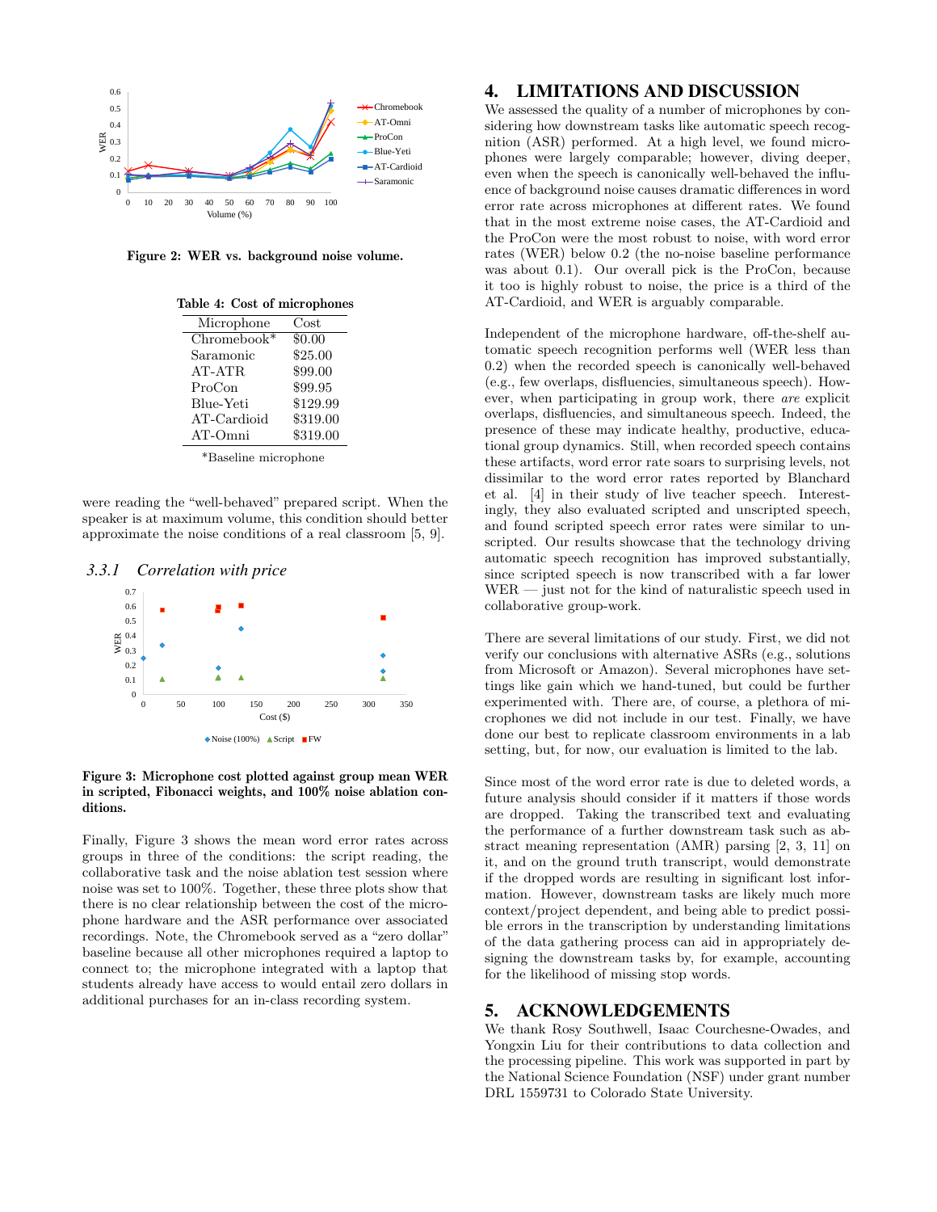Figure 2: WER vs. background noise volume.

**Table 4: Cost of microphones**

| Microphone | Cost |
|---|---|
| Chromebook* | $0.00 |
| Saramonic | $25.00 |
| AT-ATR | $99.00 |
| ProCon | $99.95 |
| Blue-Yeti | $129.99 |
| AT-Cardioid | $319.00 |
| AT-Omni | $319.00 |

*Baseline microphone

were reading the "well-behaved" prepared script. When the speaker is at maximum volume, this condition should better approximate the noise conditions of a real classroom [5, 9].

### 3.3.1 Correlation with price

**Figure 3: Microphone cost plotted against group mean WER in scripted, Fibonacci weights, and 100% noise ablation conditions.**

Finally, Figure 3 shows the mean word error rates across groups in three of the conditions: the script reading, the collaborative task and the noise ablation test session where noise was set to 100%. Together, these three plots show that there is no clear relationship between the cost of the microphone hardware and the ASR performance over associated recordings. Note, the Chromebook served as a "zero dollar" baseline because all other microphones required a laptop to connect to; the microphone integrated with a laptop that students already have access to would entail zero dollars in additional purchases for an in-class recording system.

## 4. LIMITATIONS AND DISCUSSION

We assessed the quality of a number of microphones by considering how downstream tasks like automatic speech recognition (ASR) performed. At a high level, we found microphones were largely comparable; however, diving deeper, even when the speech is canonically well-behaved the influence of background noise causes dramatic differences in word error rate across microphones at different rates. We found that in the most extreme noise cases, the AT-Cardioid and the ProCon were the most robust to noise, with word error rates (WER) below 0.2 (the no-noise baseline performance was about 0.1). Our overall pick is the ProCon, because it too is highly robust to noise, the price is a third of the AT-Cardioid, and WER is arguably comparable.

Independent of the microphone hardware, off-the-shelf automatic speech recognition performs well (WER less than 0.2) when the recorded speech is canonically well-behaved (e.g., few overlaps, disfluencies, and simultaneous speech). However, when participating in group work, there *are* explicit overlaps, disfluencies, and simultaneous speech. Indeed, the presence of these may indicate healthy, productive, educational group dynamics. Still, when recorded speech contains these artifacts, word error rate soars to surprising levels, not dissimilar to the word error rates reported by Blanchard et al. [4] in their study of live teacher speech. Interestingly, they also evaluated scripted and unscripted speech, and found scripted speech error rates were similar to unscripted. Our results showcase that the technology driving automatic speech recognition has improved substantially, since scripted speech is now transcribed with a far lower WER — just not for the kind of naturalistic speech used in collaborative group-work.

There are several limitations of our study. First, we did not verify our conclusions with alternative ASRs (e.g., solutions from Microsoft or Amazon). Several microphones have settings like gain which we hand-tuned, but could be further experimented with. There are, of course, a plethora of microphones we did not include in our test. Finally, we have done our best to replicate classroom environments in a lab setting, but, for now, our evaluation is limited to the lab.

Since most of the word error rate is due to deleted words, a future analysis should consider if it matters if those words are dropped. Taking the transcribed text and evaluating the performance of a further downstream task such as abstract meaning representation (AMR) parsing [2, 3, 11] on it, and on the ground truth transcript, would demonstrate if the dropped words are resulting in significant lost information. However, downstream tasks are likely much more context/project dependent, and being able to predict possible errors in the transcription by understanding limitations of the data gathering process can aid in appropriately designing the downstream tasks by, for example, accounting for the likelihood of missing stop words.

## 5. ACKNOWLEDGEMENTS

We thank Rosy Southwell, Isaac Courchesne-Owades, and Yongxin Liu for their contributions to data collection and the processing pipeline. This work was supported in part by the National Science Foundation (NSF) under grant number DRL 1559731 to Colorado State University.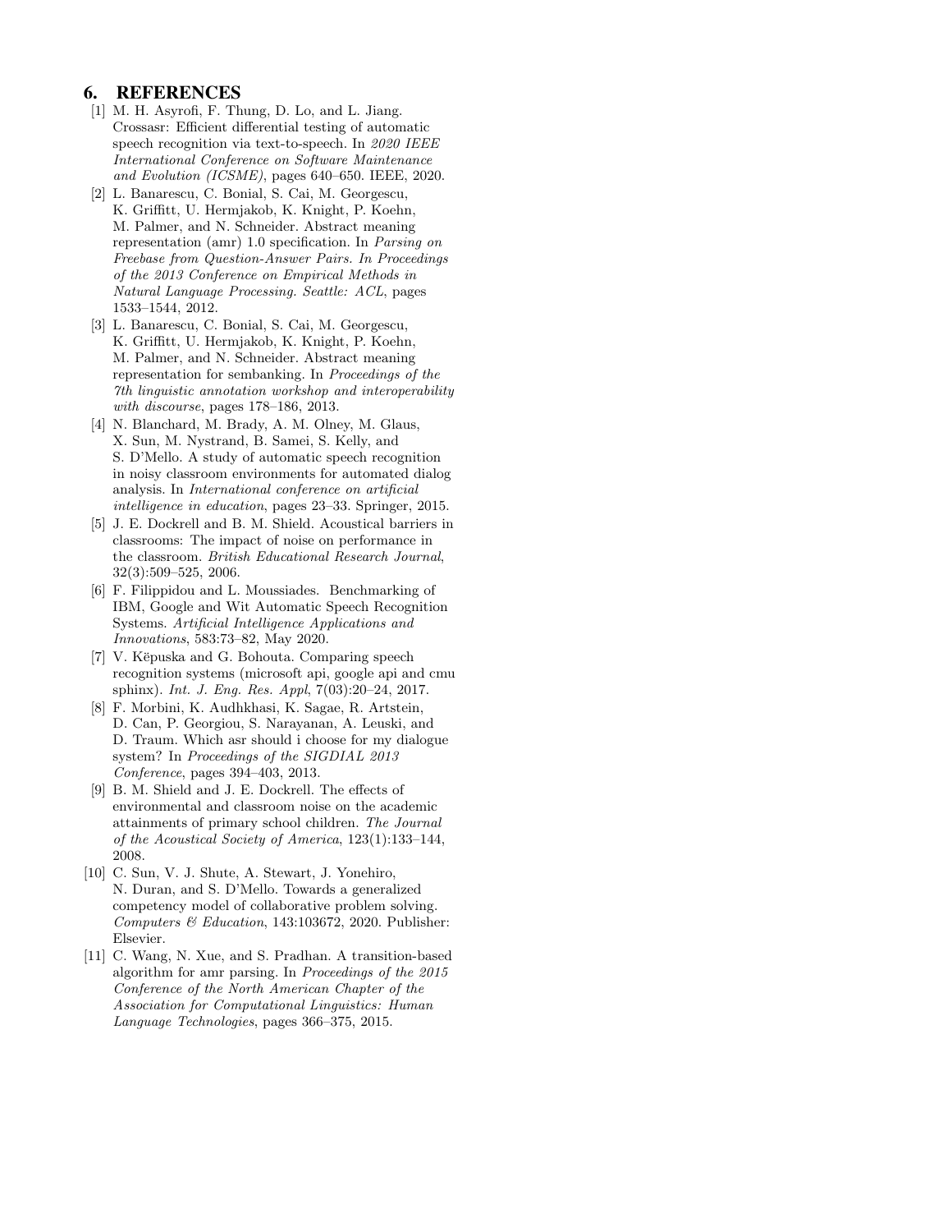## 6. REFERENCES

[1] M. H. Asyrofi, F. Thung, D. Lo, and L. Jiang. Crossasr: Efficient differential testing of automatic speech recognition via text-to-speech. In *2020 IEEE International Conference on Software Maintenance and Evolution (ICSME)*, pages 640–650. IEEE, 2020.

[2] L. Banarescu, C. Bonial, S. Cai, M. Georgescu, K. Griffitt, U. Hermjakob, K. Knight, P. Koehn, M. Palmer, and N. Schneider. Abstract meaning representation (amr) 1.0 specification. In *Parsing on Freebase from Question-Answer Pairs. In Proceedings of the 2013 Conference on Empirical Methods in Natural Language Processing. Seattle: ACL*, pages 1533–1544, 2012.

[3] L. Banarescu, C. Bonial, S. Cai, M. Georgescu, K. Griffitt, U. Hermjakob, K. Knight, P. Koehn, M. Palmer, and N. Schneider. Abstract meaning representation for sembanking. In *Proceedings of the 7th linguistic annotation workshop and interoperability with discourse*, pages 178–186, 2013.

[4] N. Blanchard, M. Brady, A. M. Olney, M. Glaus, X. Sun, M. Nystrand, B. Samei, S. Kelly, and S. D'Mello. A study of automatic speech recognition in noisy classroom environments for automated dialog analysis. In *International conference on artificial intelligence in education*, pages 23–33. Springer, 2015.

[5] J. E. Dockrell and B. M. Shield. Acoustical barriers in classrooms: The impact of noise on performance in the classroom. *British Educational Research Journal*, 32(3):509–525, 2006.

[6] F. Filippidou and L. Moussiades. Benchmarking of IBM, Google and Wit Automatic Speech Recognition Systems. *Artificial Intelligence Applications and Innovations*, 583:73–82, May 2020.

[7] V. Këpuska and G. Bohouta. Comparing speech recognition systems (microsoft api, google api and cmu sphinx). *Int. J. Eng. Res. Appl*, 7(03):20–24, 2017.

[8] F. Morbini, K. Audhkhasi, K. Sagae, R. Artstein, D. Can, P. Georgiou, S. Narayanan, A. Leuski, and D. Traum. Which asr should i choose for my dialogue system? In *Proceedings of the SIGDIAL 2013 Conference*, pages 394–403, 2013.

[9] B. M. Shield and J. E. Dockrell. The effects of environmental and classroom noise on the academic attainments of primary school children. *The Journal of the Acoustical Society of America*, 123(1):133–144, 2008.

[10] C. Sun, V. J. Shute, A. Stewart, J. Yonehiro, N. Duran, and S. D'Mello. Towards a generalized competency model of collaborative problem solving. *Computers & Education*, 143:103672, 2020. Publisher: Elsevier.

[11] C. Wang, N. Xue, and S. Pradhan. A transition-based algorithm for amr parsing. In *Proceedings of the 2015 Conference of the North American Chapter of the Association for Computational Linguistics: Human Language Technologies*, pages 366–375, 2015.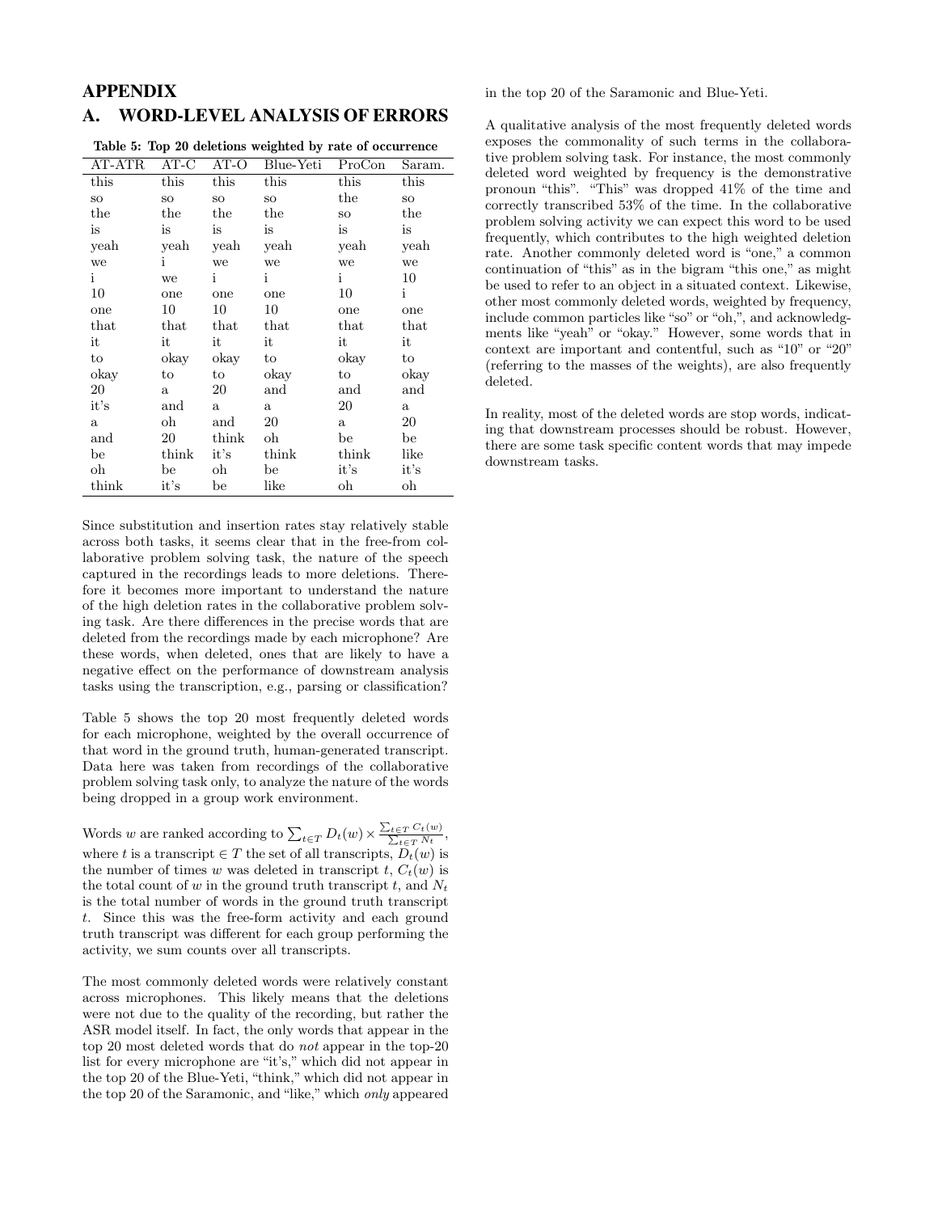# APPENDIX

# A. WORD-LEVEL ANALYSIS OF ERRORS

**Table 5: Top 20 deletions weighted by rate of occurrence**

| AT-ATR | AT-C | AT-O | Blue-Yeti | ProCon | Saram. |
|---|---|---|---|---|---|
| this | this | this | this | this | this |
| so | so | so | so | the | so |
| the | the | the | the | so | the |
| is | is | is | is | is | is |
| yeah | yeah | yeah | yeah | yeah | yeah |
| we | i | we | we | we | we |
| i | we | i | i | i | 10 |
| 10 | one | one | one | 10 | i |
| one | 10 | 10 | 10 | one | one |
| that | that | that | that | that | that |
| it | it | it | it | it | it |
| to | okay | okay | to | okay | to |
| okay | to | to | okay | to | okay |
| 20 | a | 20 | and | and | and |
| it's | and | a | a | 20 | a |
| a | oh | and | 20 | a | 20 |
| and | 20 | think | oh | be | be |
| be | think | it's | think | think | like |
| oh | be | oh | be | it's | it's |
| think | it's | be | like | oh | oh |

Since substitution and insertion rates stay relatively stable across both tasks, it seems clear that in the free-from collaborative problem solving task, the nature of the speech captured in the recordings leads to more deletions. Therefore it becomes more important to understand the nature of the high deletion rates in the collaborative problem solving task. Are there differences in the precise words that are deleted from the recordings made by each microphone? Are these words, when deleted, ones that are likely to have a negative effect on the performance of downstream analysis tasks using the transcription, e.g., parsing or classification?

Table 5 shows the top 20 most frequently deleted words for each microphone, weighted by the overall occurrence of that word in the ground truth, human-generated transcript. Data here was taken from recordings of the collaborative problem solving task only, to analyze the nature of the words being dropped in a group work environment.

Words $w$ are ranked according to $\sum_{t \in T} D_t(w) \times \frac{\sum_{t \in T} C_t(w)}{\sum_{t \in T} N_t}$, where $t$ is a transcript $\in T$ the set of all transcripts, $D_t(w)$ is the number of times $w$ was deleted in transcript $t$, $C_t(w)$ is the total count of $w$ in the ground truth transcript $t$, and $N_t$ is the total number of words in the ground truth transcript $t$. Since this was the free-form activity and each ground truth transcript was different for each group performing the activity, we sum counts over all transcripts.

The most commonly deleted words were relatively constant across microphones. This likely means that the deletions were not due to the quality of the recording, but rather the ASR model itself. In fact, the only words that appear in the top 20 most deleted words that do *not* appear in the top-20 list for every microphone are "it's," which did not appear in the top 20 of the Blue-Yeti, "think," which did not appear in the top 20 of the Saramonic, and "like," which *only* appeared in the top 20 of the Saramonic and Blue-Yeti.

A qualitative analysis of the most frequently deleted words exposes the commonality of such terms in the collaborative problem solving task. For instance, the most commonly deleted word weighted by frequency is the demonstrative pronoun "this". "This" was dropped 41% of the time and correctly transcribed 53% of the time. In the collaborative problem solving activity we can expect this word to be used frequently, which contributes to the high weighted deletion rate. Another commonly deleted word is "one," a common continuation of "this" as in the bigram "this one," as might be used to refer to an object in a situated context. Likewise, other most commonly deleted words, weighted by frequency, include common particles like "so" or "oh,", and acknowledgments like "yeah" or "okay." However, some words that in context are important and contentful, such as "10" or "20" (referring to the masses of the weights), are also frequently deleted.

In reality, most of the deleted words are stop words, indicating that downstream processes should be robust. However, there are some task specific content words that may impede downstream tasks.